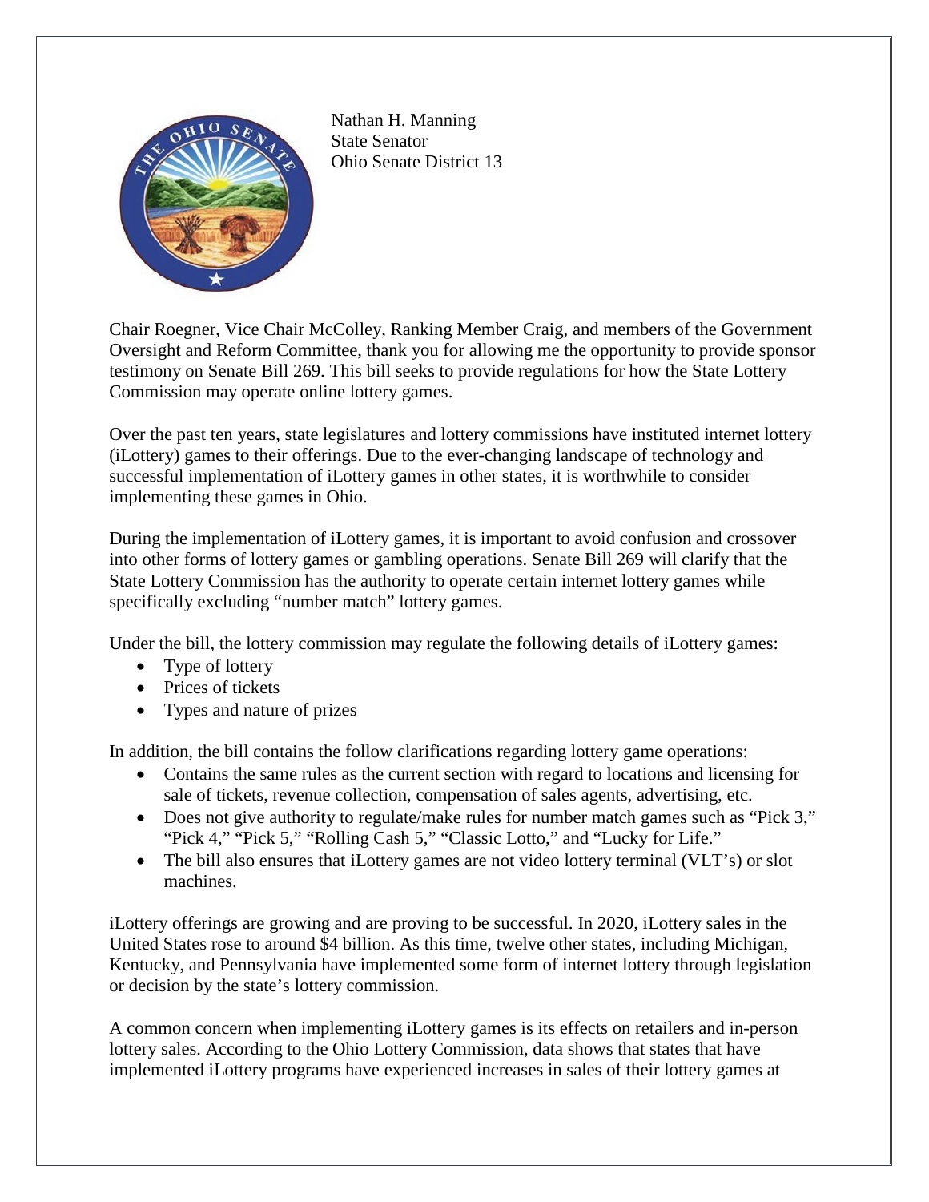Nathan H. Manning
State Senator
Ohio Senate District 13

Chair Roegner, Vice Chair McColley, Ranking Member Craig, and members of the Government Oversight and Reform Committee, thank you for allowing me the opportunity to provide sponsor testimony on Senate Bill 269. This bill seeks to provide regulations for how the State Lottery Commission may operate online lottery games.

Over the past ten years, state legislatures and lottery commissions have instituted internet lottery (iLottery) games to their offerings. Due to the ever-changing landscape of technology and successful implementation of iLottery games in other states, it is worthwhile to consider implementing these games in Ohio.

During the implementation of iLottery games, it is important to avoid confusion and crossover into other forms of lottery games or gambling operations. Senate Bill 269 will clarify that the State Lottery Commission has the authority to operate certain internet lottery games while specifically excluding "number match" lottery games.

Under the bill, the lottery commission may regulate the following details of iLottery games:

- Type of lottery
- Prices of tickets
- Types and nature of prizes

In addition, the bill contains the follow clarifications regarding lottery game operations:

- Contains the same rules as the current section with regard to locations and licensing for sale of tickets, revenue collection, compensation of sales agents, advertising, etc.
- Does not give authority to regulate/make rules for number match games such as "Pick 3," "Pick 4," "Pick 5," "Rolling Cash 5," "Classic Lotto," and "Lucky for Life."
- The bill also ensures that iLottery games are not video lottery terminal (VLT's) or slot machines.

iLottery offerings are growing and are proving to be successful. In 2020, iLottery sales in the United States rose to around $4 billion. As this time, twelve other states, including Michigan, Kentucky, and Pennsylvania have implemented some form of internet lottery through legislation or decision by the state's lottery commission.

A common concern when implementing iLottery games is its effects on retailers and in-person lottery sales. According to the Ohio Lottery Commission, data shows that states that have implemented iLottery programs have experienced increases in sales of their lottery games at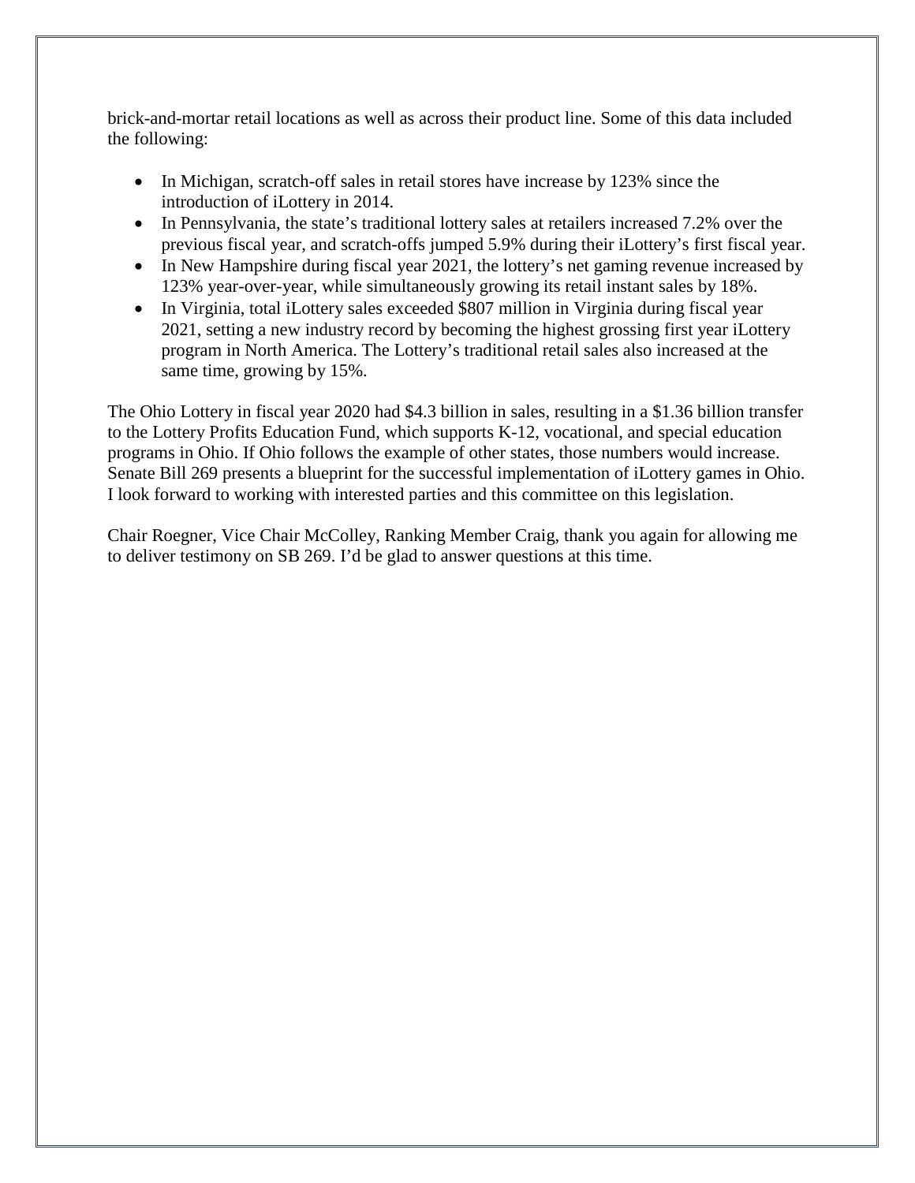brick-and-mortar retail locations as well as across their product line. Some of this data included the following:

- In Michigan, scratch-off sales in retail stores have increase by 123% since the introduction of iLottery in 2014.
- In Pennsylvania, the state's traditional lottery sales at retailers increased 7.2% over the previous fiscal year, and scratch-offs jumped 5.9% during their iLottery's first fiscal year.
- In New Hampshire during fiscal year 2021, the lottery's net gaming revenue increased by 123% year-over-year, while simultaneously growing its retail instant sales by 18%.
- In Virginia, total iLottery sales exceeded $807 million in Virginia during fiscal year 2021, setting a new industry record by becoming the highest grossing first year iLottery program in North America. The Lottery's traditional retail sales also increased at the same time, growing by 15%.

The Ohio Lottery in fiscal year 2020 had $4.3 billion in sales, resulting in a $1.36 billion transfer to the Lottery Profits Education Fund, which supports K-12, vocational, and special education programs in Ohio. If Ohio follows the example of other states, those numbers would increase. Senate Bill 269 presents a blueprint for the successful implementation of iLottery games in Ohio. I look forward to working with interested parties and this committee on this legislation.

Chair Roegner, Vice Chair McColley, Ranking Member Craig, thank you again for allowing me to deliver testimony on SB 269. I'd be glad to answer questions at this time.